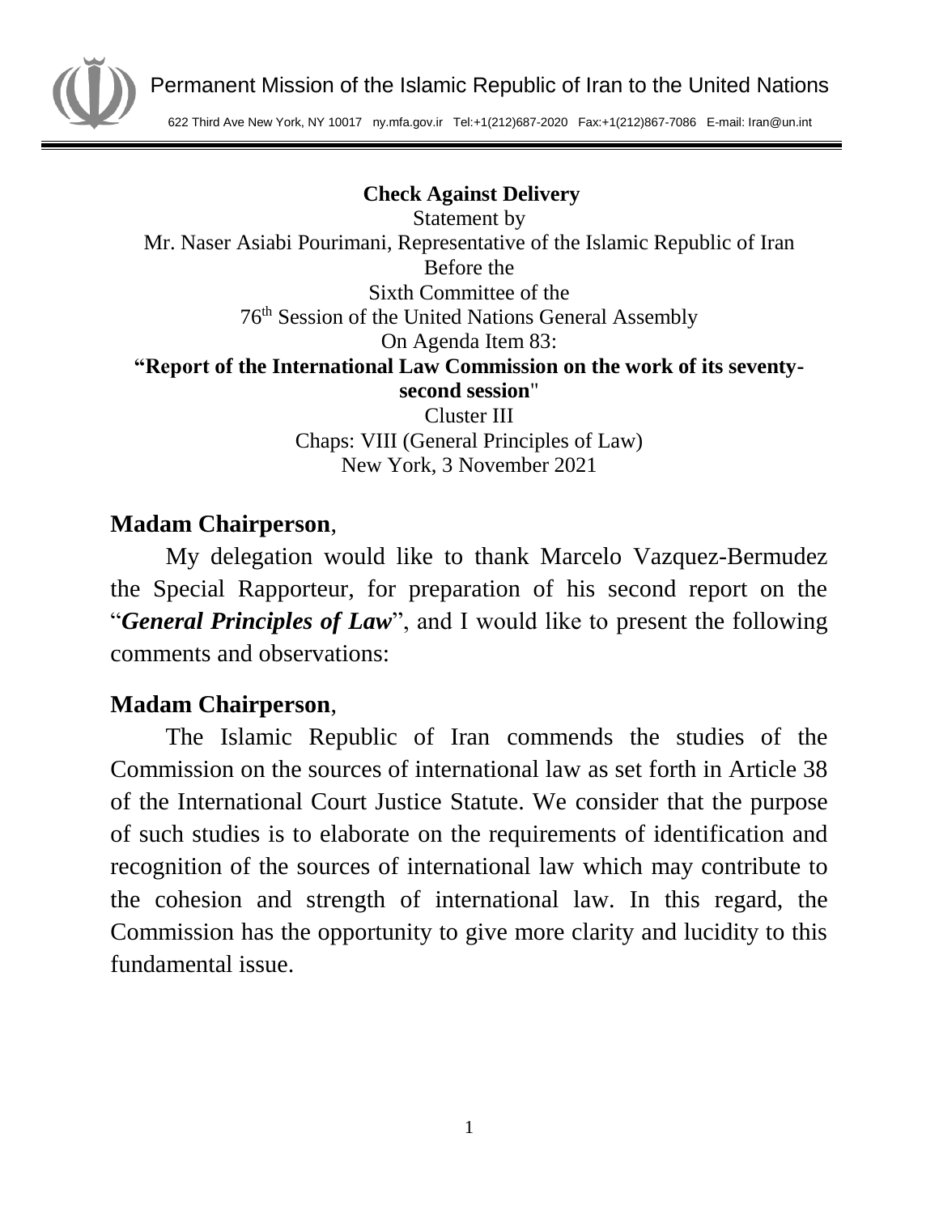Permanent Mission of the Islamic Republic of Iran to the United Nations

622 Third Ave New York, NY 10017 ny.mfa.gov.ir Tel:+1(212)687-2020 Fax:+1(212)867-7086 E-mail: Iran@un.int

**Check Against Delivery**

Statement by

Mr. Naser Asiabi Pourimani, Representative of the Islamic Republic of Iran

Before the

Sixth Committee of the

76th Session of the United Nations General Assembly

On Agenda Item 83:

**"Report of the International Law Commission on the work of its seventy-second session**"

Cluster III

Chaps: VIII (General Principles of Law)

New York, 3 November 2021

**Madam Chairperson**,

My delegation would like to thank Marcelo Vazquez-Bermudez the Special Rapporteur, for preparation of his second report on the "***General Principles of Law***", and I would like to present the following comments and observations:

**Madam Chairperson**,

The Islamic Republic of Iran commends the studies of the Commission on the sources of international law as set forth in Article 38 of the International Court Justice Statute. We consider that the purpose of such studies is to elaborate on the requirements of identification and recognition of the sources of international law which may contribute to the cohesion and strength of international law. In this regard, the Commission has the opportunity to give more clarity and lucidity to this fundamental issue.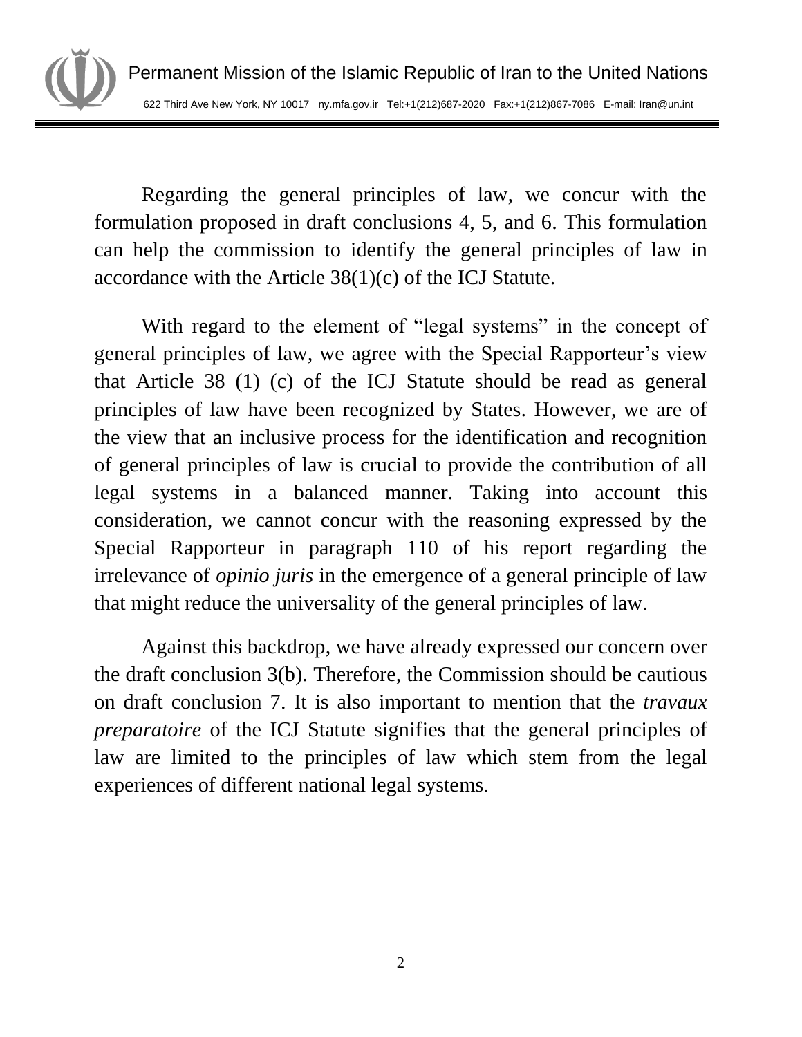Regarding the general principles of law, we concur with the formulation proposed in draft conclusions 4, 5, and 6. This formulation can help the commission to identify the general principles of law in accordance with the Article 38(1)(c) of the ICJ Statute.

With regard to the element of "legal systems" in the concept of general principles of law, we agree with the Special Rapporteur's view that Article 38 (1) (c) of the ICJ Statute should be read as general principles of law have been recognized by States. However, we are of the view that an inclusive process for the identification and recognition of general principles of law is crucial to provide the contribution of all legal systems in a balanced manner. Taking into account this consideration, we cannot concur with the reasoning expressed by the Special Rapporteur in paragraph 110 of his report regarding the irrelevance of *opinio juris* in the emergence of a general principle of law that might reduce the universality of the general principles of law.

Against this backdrop, we have already expressed our concern over the draft conclusion 3(b). Therefore, the Commission should be cautious on draft conclusion 7. It is also important to mention that the *travaux preparatoire* of the ICJ Statute signifies that the general principles of law are limited to the principles of law which stem from the legal experiences of different national legal systems.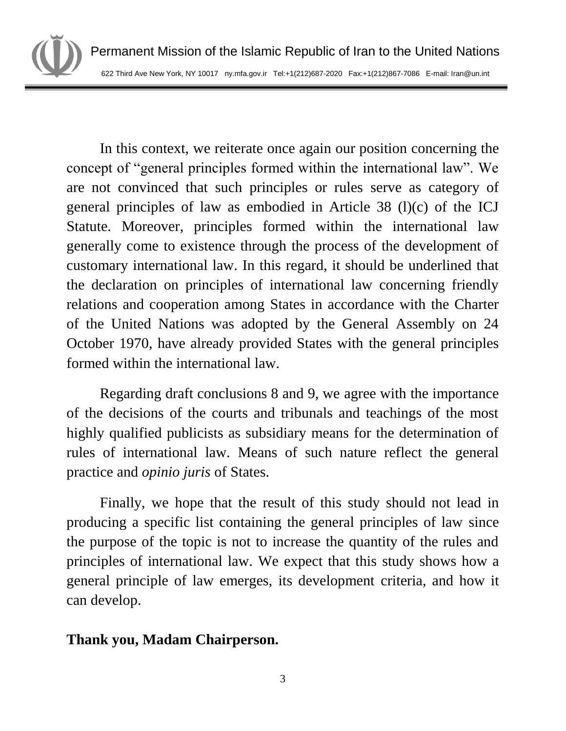In this context, we reiterate once again our position concerning the concept of "general principles formed within the international law". We are not convinced that such principles or rules serve as category of general principles of law as embodied in Article 38 (l)(c) of the ICJ Statute. Moreover, principles formed within the international law generally come to existence through the process of the development of customary international law. In this regard, it should be underlined that the declaration on principles of international law concerning friendly relations and cooperation among States in accordance with the Charter of the United Nations was adopted by the General Assembly on 24 October 1970, have already provided States with the general principles formed within the international law.

Regarding draft conclusions 8 and 9, we agree with the importance of the decisions of the courts and tribunals and teachings of the most highly qualified publicists as subsidiary means for the determination of rules of international law. Means of such nature reflect the general practice and *opinio juris* of States.

Finally, we hope that the result of this study should not lead in producing a specific list containing the general principles of law since the purpose of the topic is not to increase the quantity of the rules and principles of international law. We expect that this study shows how a general principle of law emerges, its development criteria, and how it can develop.

**Thank you, Madam Chairperson.**